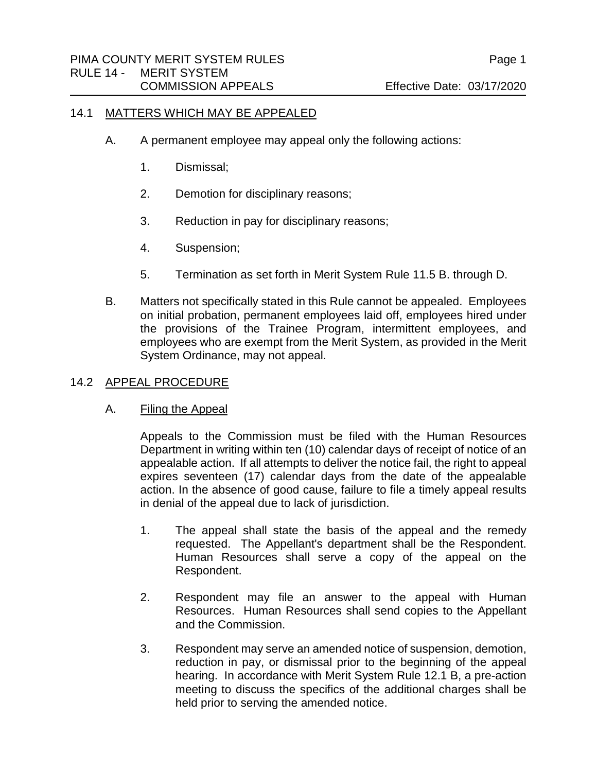## 14.1 MATTERS WHICH MAY BE APPEALED

A. A permanent employee may appeal only the following actions:

1. Dismissal;

2. Demotion for disciplinary reasons;

3. Reduction in pay for disciplinary reasons;

4. Suspension;

5. Termination as set forth in Merit System Rule 11.5 B. through D.

B. Matters not specifically stated in this Rule cannot be appealed. Employees on initial probation, permanent employees laid off, employees hired under the provisions of the Trainee Program, intermittent employees, and employees who are exempt from the Merit System, as provided in the Merit System Ordinance, may not appeal.

## 14.2 APPEAL PROCEDURE

### A. Filing the Appeal

Appeals to the Commission must be filed with the Human Resources Department in writing within ten (10) calendar days of receipt of notice of an appealable action. If all attempts to deliver the notice fail, the right to appeal expires seventeen (17) calendar days from the date of the appealable action. In the absence of good cause, failure to file a timely appeal results in denial of the appeal due to lack of jurisdiction.

1. The appeal shall state the basis of the appeal and the remedy requested. The Appellant's department shall be the Respondent. Human Resources shall serve a copy of the appeal on the Respondent.

2. Respondent may file an answer to the appeal with Human Resources. Human Resources shall send copies to the Appellant and the Commission.

3. Respondent may serve an amended notice of suspension, demotion, reduction in pay, or dismissal prior to the beginning of the appeal hearing. In accordance with Merit System Rule 12.1 B, a pre-action meeting to discuss the specifics of the additional charges shall be held prior to serving the amended notice.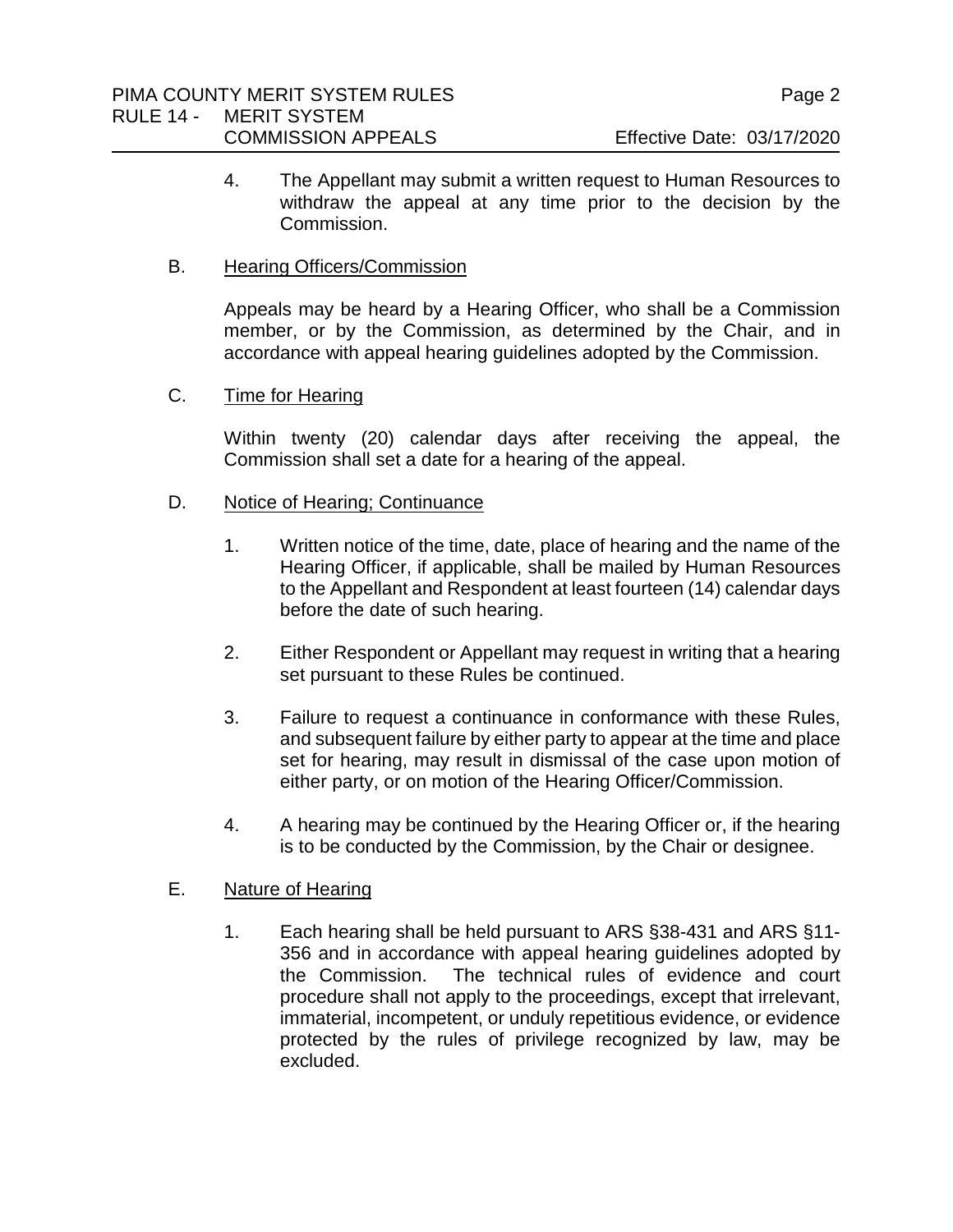4. The Appellant may submit a written request to Human Resources to withdraw the appeal at any time prior to the decision by the Commission.

B. Hearing Officers/Commission

Appeals may be heard by a Hearing Officer, who shall be a Commission member, or by the Commission, as determined by the Chair, and in accordance with appeal hearing guidelines adopted by the Commission.

C. Time for Hearing

Within twenty (20) calendar days after receiving the appeal, the Commission shall set a date for a hearing of the appeal.

D. Notice of Hearing; Continuance

1. Written notice of the time, date, place of hearing and the name of the Hearing Officer, if applicable, shall be mailed by Human Resources to the Appellant and Respondent at least fourteen (14) calendar days before the date of such hearing.

2. Either Respondent or Appellant may request in writing that a hearing set pursuant to these Rules be continued.

3. Failure to request a continuance in conformance with these Rules, and subsequent failure by either party to appear at the time and place set for hearing, may result in dismissal of the case upon motion of either party, or on motion of the Hearing Officer/Commission.

4. A hearing may be continued by the Hearing Officer or, if the hearing is to be conducted by the Commission, by the Chair or designee.

E. Nature of Hearing

1. Each hearing shall be held pursuant to ARS §38-431 and ARS §11-356 and in accordance with appeal hearing guidelines adopted by the Commission. The technical rules of evidence and court procedure shall not apply to the proceedings, except that irrelevant, immaterial, incompetent, or unduly repetitious evidence, or evidence protected by the rules of privilege recognized by law, may be excluded.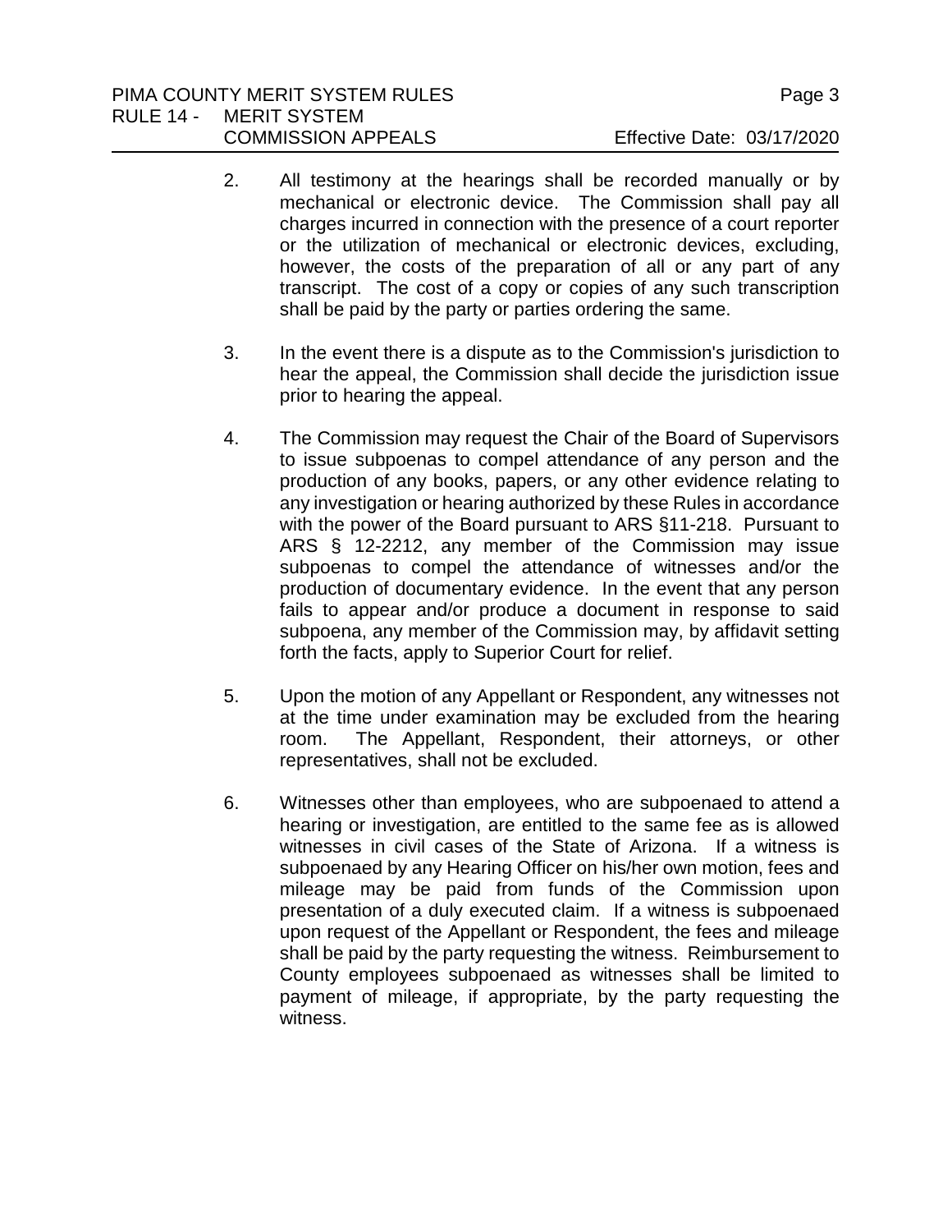2. All testimony at the hearings shall be recorded manually or by mechanical or electronic device. The Commission shall pay all charges incurred in connection with the presence of a court reporter or the utilization of mechanical or electronic devices, excluding, however, the costs of the preparation of all or any part of any transcript. The cost of a copy or copies of any such transcription shall be paid by the party or parties ordering the same.

3. In the event there is a dispute as to the Commission's jurisdiction to hear the appeal, the Commission shall decide the jurisdiction issue prior to hearing the appeal.

4. The Commission may request the Chair of the Board of Supervisors to issue subpoenas to compel attendance of any person and the production of any books, papers, or any other evidence relating to any investigation or hearing authorized by these Rules in accordance with the power of the Board pursuant to ARS §11-218. Pursuant to ARS § 12-2212, any member of the Commission may issue subpoenas to compel the attendance of witnesses and/or the production of documentary evidence. In the event that any person fails to appear and/or produce a document in response to said subpoena, any member of the Commission may, by affidavit setting forth the facts, apply to Superior Court for relief.

5. Upon the motion of any Appellant or Respondent, any witnesses not at the time under examination may be excluded from the hearing room. The Appellant, Respondent, their attorneys, or other representatives, shall not be excluded.

6. Witnesses other than employees, who are subpoenaed to attend a hearing or investigation, are entitled to the same fee as is allowed witnesses in civil cases of the State of Arizona. If a witness is subpoenaed by any Hearing Officer on his/her own motion, fees and mileage may be paid from funds of the Commission upon presentation of a duly executed claim. If a witness is subpoenaed upon request of the Appellant or Respondent, the fees and mileage shall be paid by the party requesting the witness. Reimbursement to County employees subpoenaed as witnesses shall be limited to payment of mileage, if appropriate, by the party requesting the witness.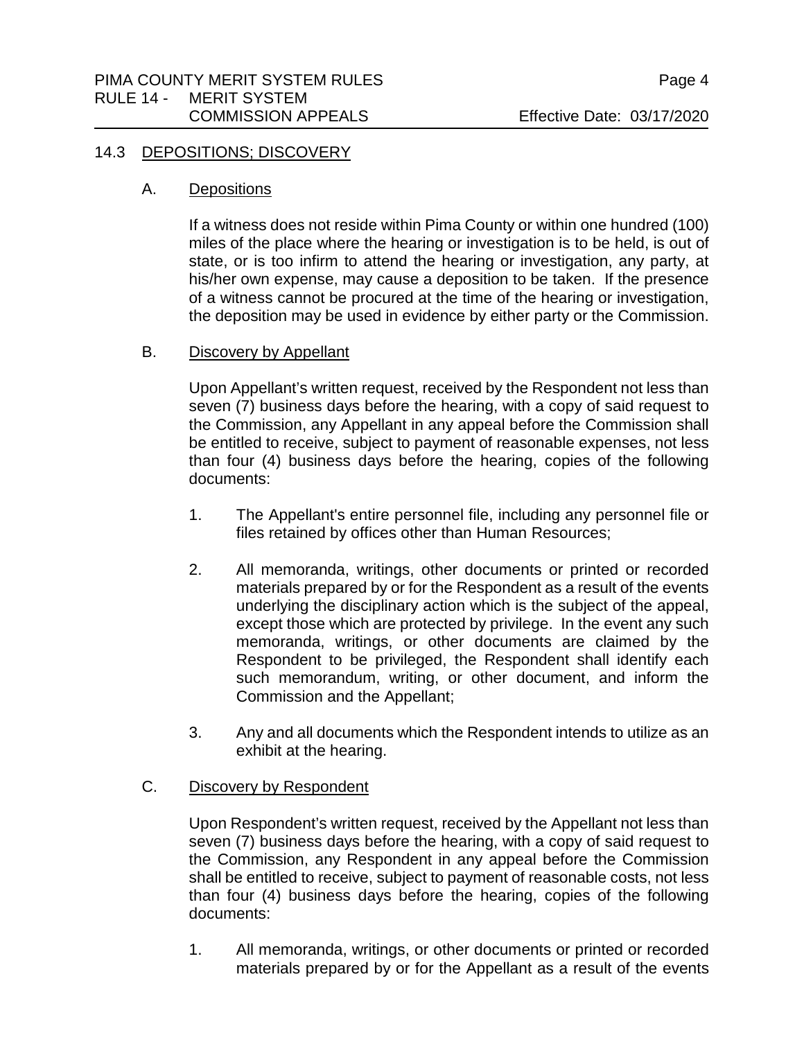## 14.3 DEPOSITIONS; DISCOVERY

### A. Depositions

If a witness does not reside within Pima County or within one hundred (100) miles of the place where the hearing or investigation is to be held, is out of state, or is too infirm to attend the hearing or investigation, any party, at his/her own expense, may cause a deposition to be taken. If the presence of a witness cannot be procured at the time of the hearing or investigation, the deposition may be used in evidence by either party or the Commission.

### B. Discovery by Appellant

Upon Appellant's written request, received by the Respondent not less than seven (7) business days before the hearing, with a copy of said request to the Commission, any Appellant in any appeal before the Commission shall be entitled to receive, subject to payment of reasonable expenses, not less than four (4) business days before the hearing, copies of the following documents:

1. The Appellant's entire personnel file, including any personnel file or files retained by offices other than Human Resources;
2. All memoranda, writings, other documents or printed or recorded materials prepared by or for the Respondent as a result of the events underlying the disciplinary action which is the subject of the appeal, except those which are protected by privilege. In the event any such memoranda, writings, or other documents are claimed by the Respondent to be privileged, the Respondent shall identify each such memorandum, writing, or other document, and inform the Commission and the Appellant;
3. Any and all documents which the Respondent intends to utilize as an exhibit at the hearing.

### C. Discovery by Respondent

Upon Respondent's written request, received by the Appellant not less than seven (7) business days before the hearing, with a copy of said request to the Commission, any Respondent in any appeal before the Commission shall be entitled to receive, subject to payment of reasonable costs, not less than four (4) business days before the hearing, copies of the following documents:

1. All memoranda, writings, or other documents or printed or recorded materials prepared by or for the Appellant as a result of the events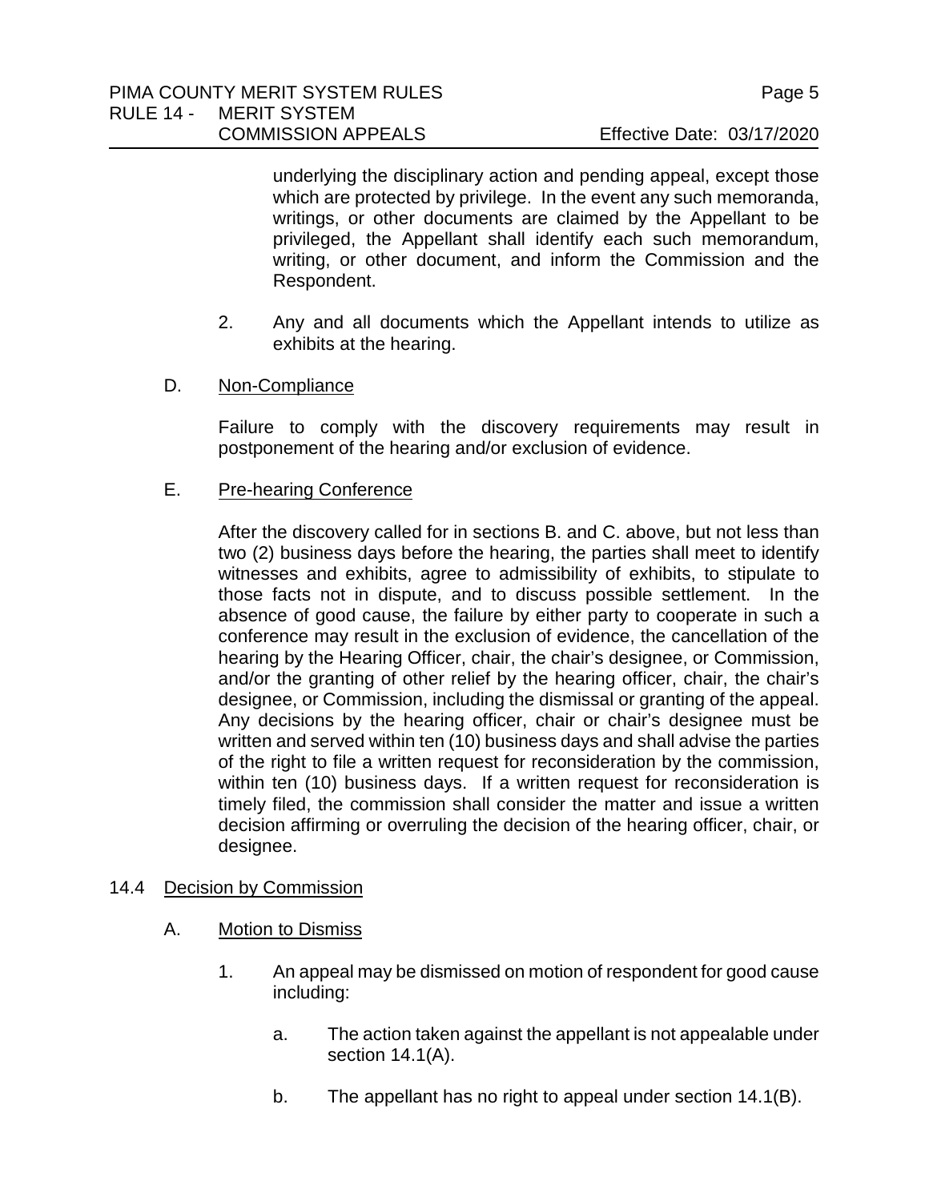underlying the disciplinary action and pending appeal, except those which are protected by privilege. In the event any such memoranda, writings, or other documents are claimed by the Appellant to be privileged, the Appellant shall identify each such memorandum, writing, or other document, and inform the Commission and the Respondent.

2. Any and all documents which the Appellant intends to utilize as exhibits at the hearing.

D. Non-Compliance

Failure to comply with the discovery requirements may result in postponement of the hearing and/or exclusion of evidence.

E. Pre-hearing Conference

After the discovery called for in sections B. and C. above, but not less than two (2) business days before the hearing, the parties shall meet to identify witnesses and exhibits, agree to admissibility of exhibits, to stipulate to those facts not in dispute, and to discuss possible settlement. In the absence of good cause, the failure by either party to cooperate in such a conference may result in the exclusion of evidence, the cancellation of the hearing by the Hearing Officer, chair, the chair's designee, or Commission, and/or the granting of other relief by the hearing officer, chair, the chair's designee, or Commission, including the dismissal or granting of the appeal. Any decisions by the hearing officer, chair or chair's designee must be written and served within ten (10) business days and shall advise the parties of the right to file a written request for reconsideration by the commission, within ten (10) business days. If a written request for reconsideration is timely filed, the commission shall consider the matter and issue a written decision affirming or overruling the decision of the hearing officer, chair, or designee.

## 14.4 Decision by Commission

A. Motion to Dismiss

1. An appeal may be dismissed on motion of respondent for good cause including:

   a. The action taken against the appellant is not appealable under section 14.1(A).

   b. The appellant has no right to appeal under section 14.1(B).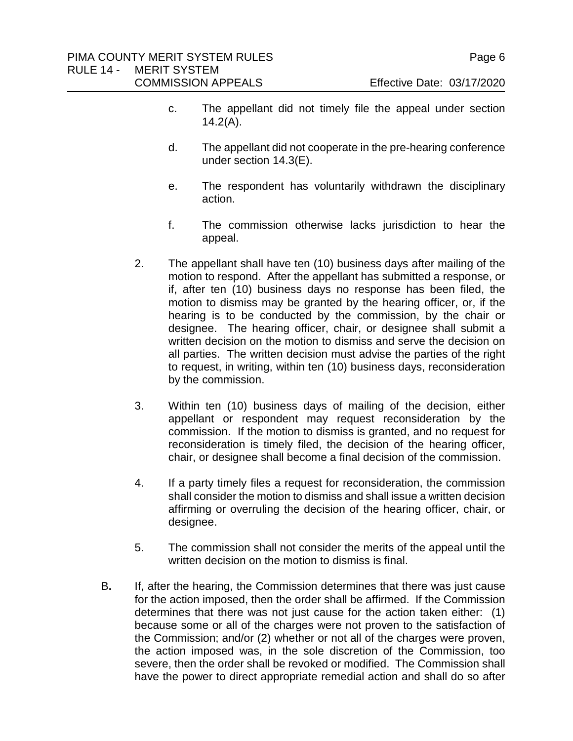c. The appellant did not timely file the appeal under section 14.2(A).

d. The appellant did not cooperate in the pre-hearing conference under section 14.3(E).

e. The respondent has voluntarily withdrawn the disciplinary action.

f. The commission otherwise lacks jurisdiction to hear the appeal.

2. The appellant shall have ten (10) business days after mailing of the motion to respond. After the appellant has submitted a response, or if, after ten (10) business days no response has been filed, the motion to dismiss may be granted by the hearing officer, or, if the hearing is to be conducted by the commission, by the chair or designee. The hearing officer, chair, or designee shall submit a written decision on the motion to dismiss and serve the decision on all parties. The written decision must advise the parties of the right to request, in writing, within ten (10) business days, reconsideration by the commission.

3. Within ten (10) business days of mailing of the decision, either appellant or respondent may request reconsideration by the commission. If the motion to dismiss is granted, and no request for reconsideration is timely filed, the decision of the hearing officer, chair, or designee shall become a final decision of the commission.

4. If a party timely files a request for reconsideration, the commission shall consider the motion to dismiss and shall issue a written decision affirming or overruling the decision of the hearing officer, chair, or designee.

5. The commission shall not consider the merits of the appeal until the written decision on the motion to dismiss is final.

B. If, after the hearing, the Commission determines that there was just cause for the action imposed, then the order shall be affirmed. If the Commission determines that there was not just cause for the action taken either: (1) because some or all of the charges were not proven to the satisfaction of the Commission; and/or (2) whether or not all of the charges were proven, the action imposed was, in the sole discretion of the Commission, too severe, then the order shall be revoked or modified. The Commission shall have the power to direct appropriate remedial action and shall do so after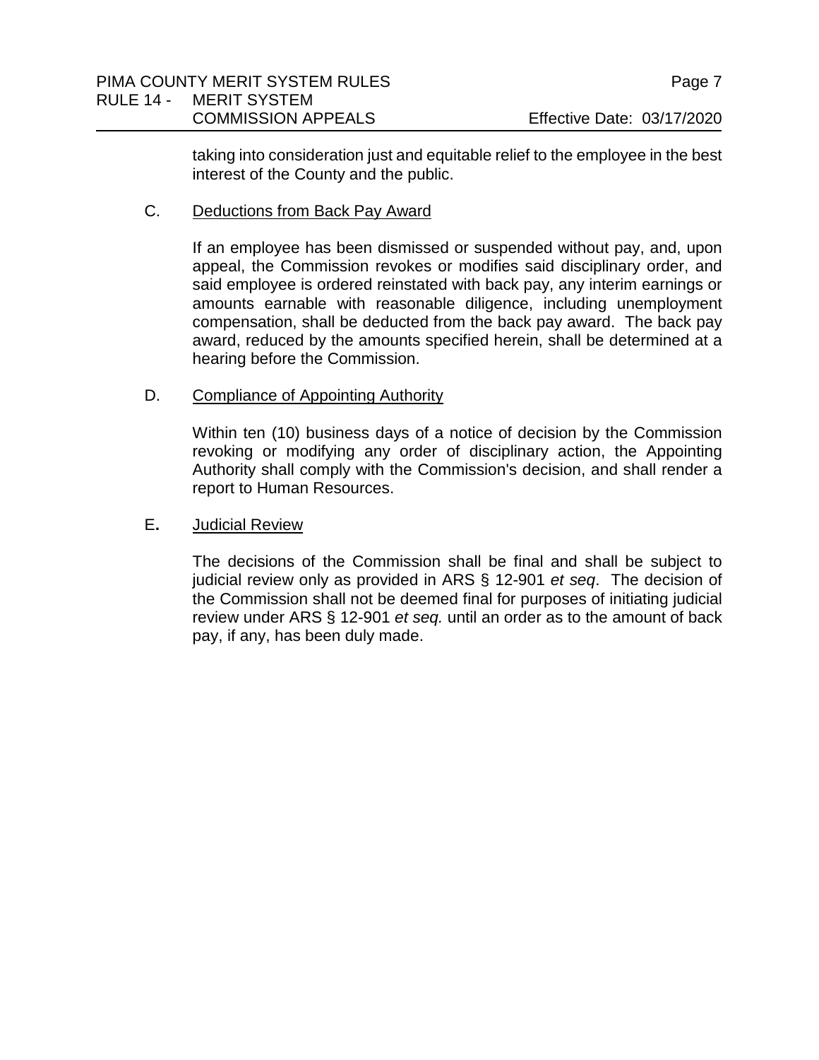taking into consideration just and equitable relief to the employee in the best interest of the County and the public.

C. <u>Deductions from Back Pay Award</u>

If an employee has been dismissed or suspended without pay, and, upon appeal, the Commission revokes or modifies said disciplinary order, and said employee is ordered reinstated with back pay, any interim earnings or amounts earnable with reasonable diligence, including unemployment compensation, shall be deducted from the back pay award. The back pay award, reduced by the amounts specified herein, shall be determined at a hearing before the Commission.

D. <u>Compliance of Appointing Authority</u>

Within ten (10) business days of a notice of decision by the Commission revoking or modifying any order of disciplinary action, the Appointing Authority shall comply with the Commission's decision, and shall render a report to Human Resources.

E**.** <u>Judicial Review</u>

The decisions of the Commission shall be final and shall be subject to judicial review only as provided in ARS § 12-901 *et seq*. The decision of the Commission shall not be deemed final for purposes of initiating judicial review under ARS § 12-901 *et seq.* until an order as to the amount of back pay, if any, has been duly made.